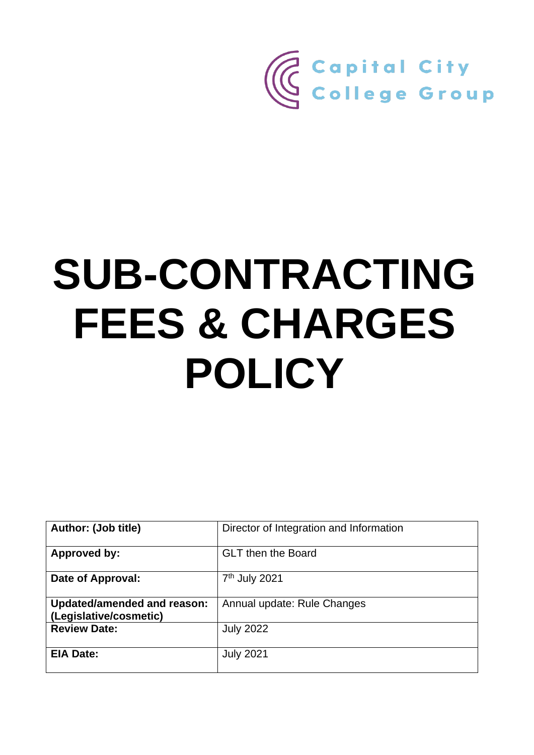Capital City College Group

# SUB-CONTRACTING FEES & CHARGES POLICY

| Author: (Job title) | Director of Integration and Information |
|---|---|
| **Approved by:** | GLT then the Board |
| **Date of Approval:** | 7th July 2021 |
| **Updated/amended and reason: (Legislative/cosmetic)** | Annual update: Rule Changes |
| **Review Date:** | July 2022 |
| **EIA Date:** | July 2021 |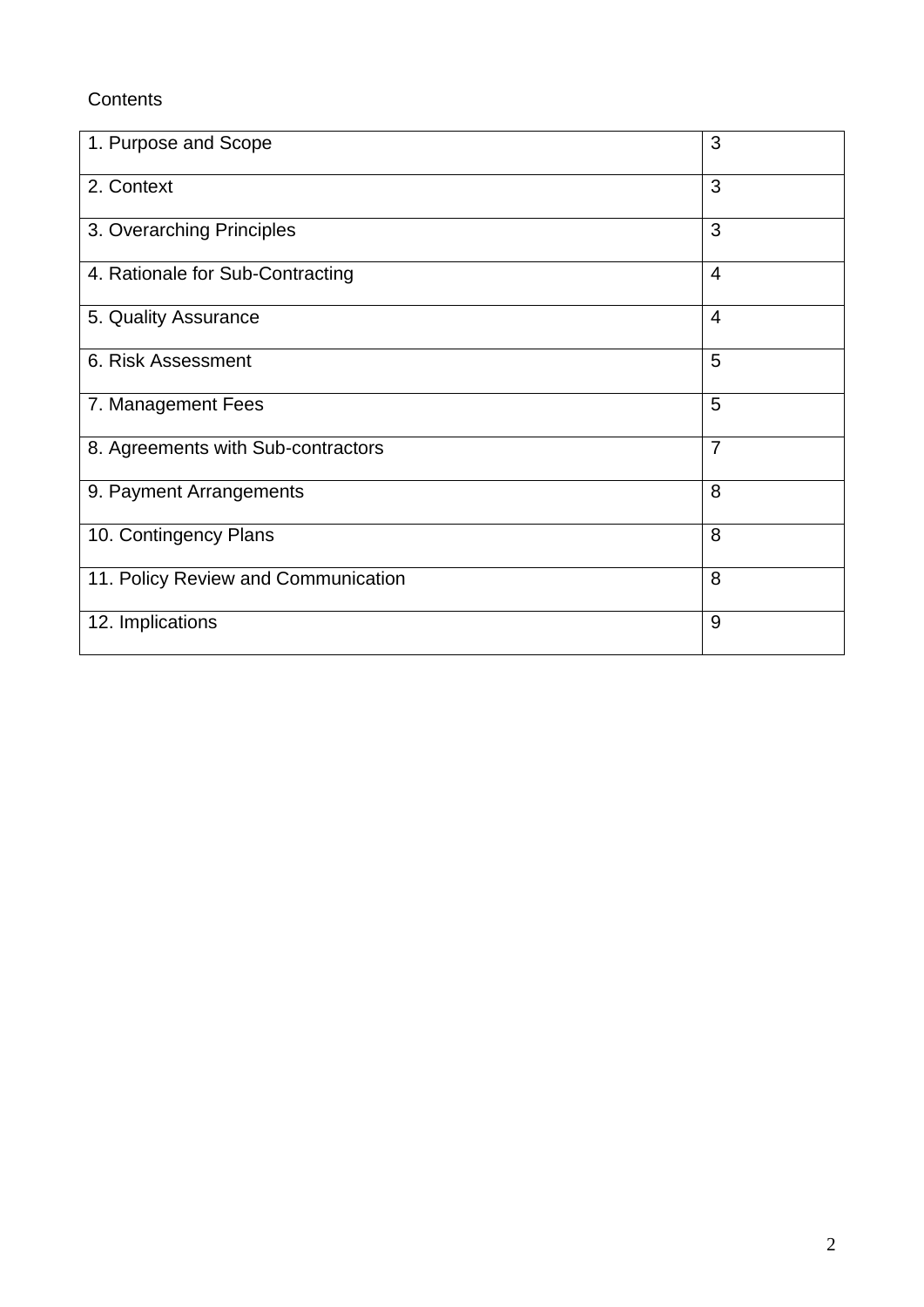Contents

| 1. Purpose and Scope | 3 |
|---|---|
| 2. Context | 3 |
| 3. Overarching Principles | 3 |
| 4. Rationale for Sub-Contracting | 4 |
| 5. Quality Assurance | 4 |
| 6. Risk Assessment | 5 |
| 7. Management Fees | 5 |
| 8. Agreements with Sub-contractors | 7 |
| 9. Payment Arrangements | 8 |
| 10. Contingency Plans | 8 |
| 11. Policy Review and Communication | 8 |
| 12. Implications | 9 |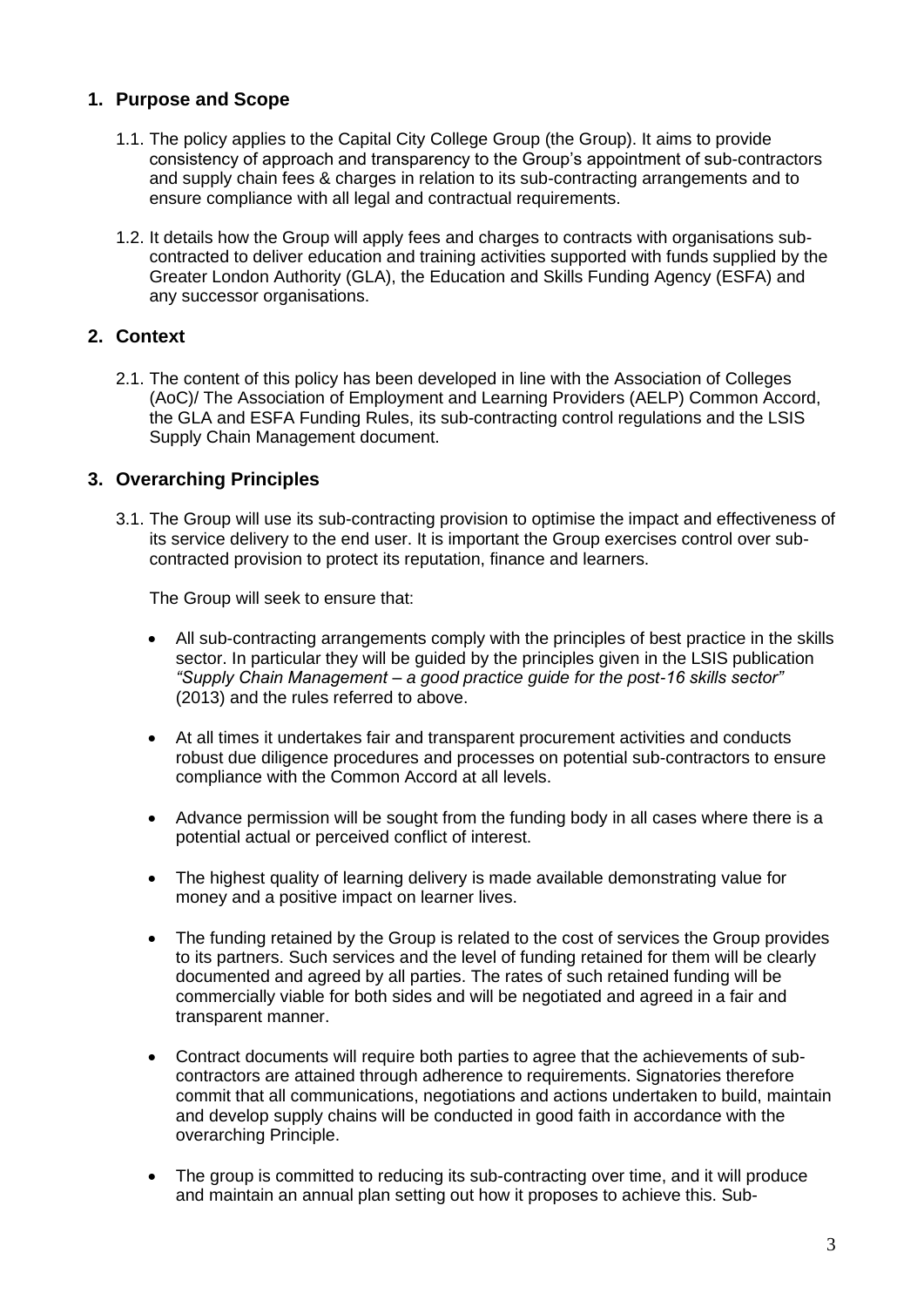## 1. Purpose and Scope

1.1. The policy applies to the Capital City College Group (the Group). It aims to provide consistency of approach and transparency to the Group's appointment of sub-contractors and supply chain fees & charges in relation to its sub-contracting arrangements and to ensure compliance with all legal and contractual requirements.

1.2. It details how the Group will apply fees and charges to contracts with organisations sub-contracted to deliver education and training activities supported with funds supplied by the Greater London Authority (GLA), the Education and Skills Funding Agency (ESFA) and any successor organisations.

## 2. Context

2.1. The content of this policy has been developed in line with the Association of Colleges (AoC)/ The Association of Employment and Learning Providers (AELP) Common Accord, the GLA and ESFA Funding Rules, its sub-contracting control regulations and the LSIS Supply Chain Management document.

## 3. Overarching Principles

3.1. The Group will use its sub-contracting provision to optimise the impact and effectiveness of its service delivery to the end user. It is important the Group exercises control over sub-contracted provision to protect its reputation, finance and learners.

The Group will seek to ensure that:

- All sub-contracting arrangements comply with the principles of best practice in the skills sector. In particular they will be guided by the principles given in the LSIS publication *"Supply Chain Management – a good practice guide for the post-16 skills sector"* (2013) and the rules referred to above.

- At all times it undertakes fair and transparent procurement activities and conducts robust due diligence procedures and processes on potential sub-contractors to ensure compliance with the Common Accord at all levels.

- Advance permission will be sought from the funding body in all cases where there is a potential actual or perceived conflict of interest.

- The highest quality of learning delivery is made available demonstrating value for money and a positive impact on learner lives.

- The funding retained by the Group is related to the cost of services the Group provides to its partners. Such services and the level of funding retained for them will be clearly documented and agreed by all parties. The rates of such retained funding will be commercially viable for both sides and will be negotiated and agreed in a fair and transparent manner.

- Contract documents will require both parties to agree that the achievements of sub-contractors are attained through adherence to requirements. Signatories therefore commit that all communications, negotiations and actions undertaken to build, maintain and develop supply chains will be conducted in good faith in accordance with the overarching Principle.

- The group is committed to reducing its sub-contracting over time, and it will produce and maintain an annual plan setting out how it proposes to achieve this. Sub-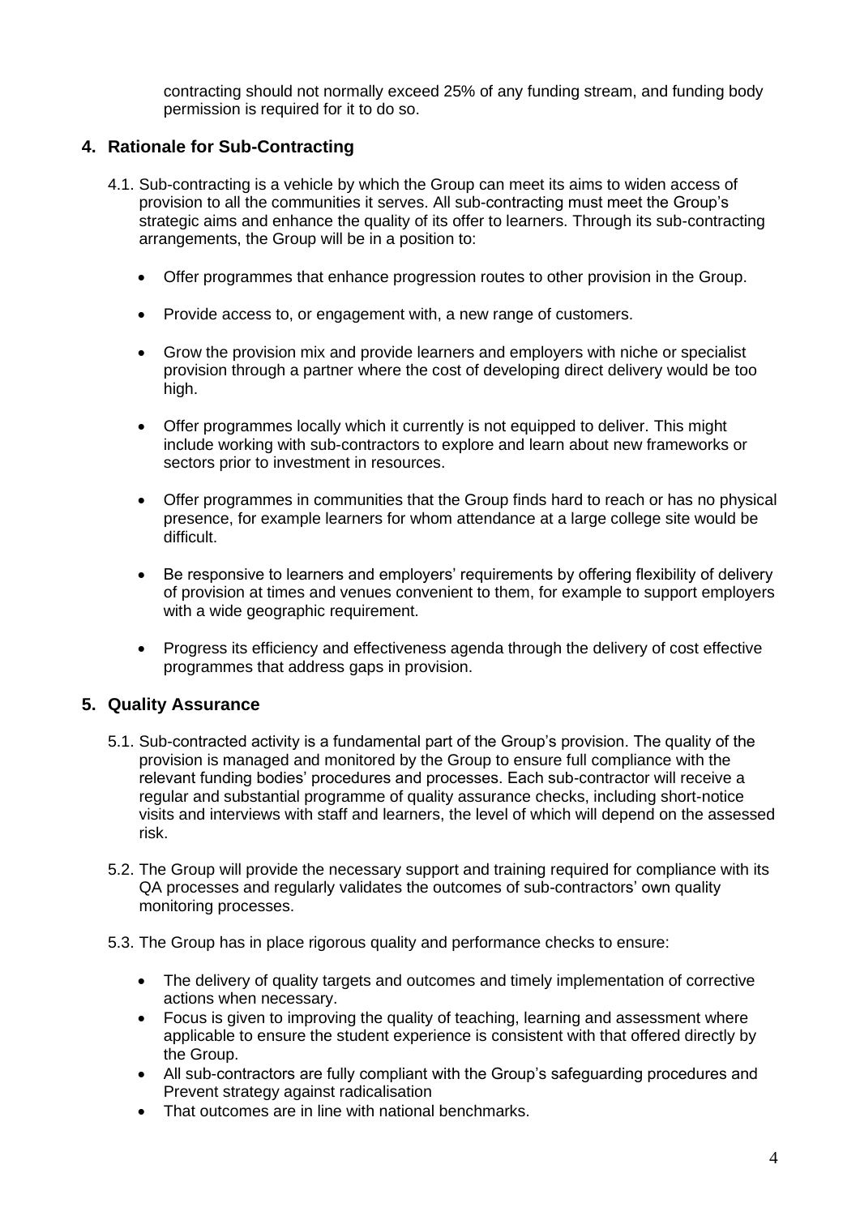contracting should not normally exceed 25% of any funding stream, and funding body permission is required for it to do so.

## 4. Rationale for Sub-Contracting

4.1. Sub-contracting is a vehicle by which the Group can meet its aims to widen access of provision to all the communities it serves. All sub-contracting must meet the Group's strategic aims and enhance the quality of its offer to learners. Through its sub-contracting arrangements, the Group will be in a position to:

- Offer programmes that enhance progression routes to other provision in the Group.
- Provide access to, or engagement with, a new range of customers.
- Grow the provision mix and provide learners and employers with niche or specialist provision through a partner where the cost of developing direct delivery would be too high.
- Offer programmes locally which it currently is not equipped to deliver. This might include working with sub-contractors to explore and learn about new frameworks or sectors prior to investment in resources.
- Offer programmes in communities that the Group finds hard to reach or has no physical presence, for example learners for whom attendance at a large college site would be difficult.
- Be responsive to learners and employers' requirements by offering flexibility of delivery of provision at times and venues convenient to them, for example to support employers with a wide geographic requirement.
- Progress its efficiency and effectiveness agenda through the delivery of cost effective programmes that address gaps in provision.

## 5. Quality Assurance

5.1. Sub-contracted activity is a fundamental part of the Group's provision. The quality of the provision is managed and monitored by the Group to ensure full compliance with the relevant funding bodies' procedures and processes. Each sub-contractor will receive a regular and substantial programme of quality assurance checks, including short-notice visits and interviews with staff and learners, the level of which will depend on the assessed risk.

5.2. The Group will provide the necessary support and training required for compliance with its QA processes and regularly validates the outcomes of sub-contractors' own quality monitoring processes.

5.3. The Group has in place rigorous quality and performance checks to ensure:

- The delivery of quality targets and outcomes and timely implementation of corrective actions when necessary.
- Focus is given to improving the quality of teaching, learning and assessment where applicable to ensure the student experience is consistent with that offered directly by the Group.
- All sub-contractors are fully compliant with the Group's safeguarding procedures and Prevent strategy against radicalisation
- That outcomes are in line with national benchmarks.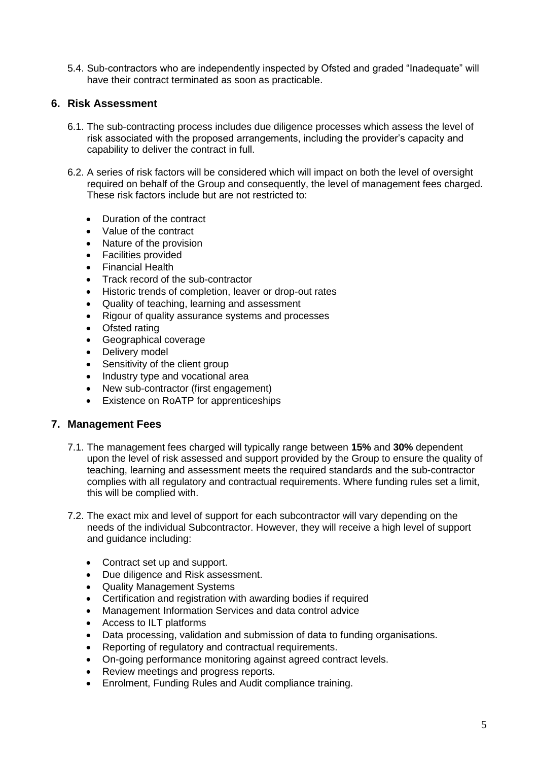5.4. Sub-contractors who are independently inspected by Ofsted and graded "Inadequate" will have their contract terminated as soon as practicable.

## 6. Risk Assessment

6.1. The sub-contracting process includes due diligence processes which assess the level of risk associated with the proposed arrangements, including the provider's capacity and capability to deliver the contract in full.

6.2. A series of risk factors will be considered which will impact on both the level of oversight required on behalf of the Group and consequently, the level of management fees charged. These risk factors include but are not restricted to:

- Duration of the contract
- Value of the contract
- Nature of the provision
- Facilities provided
- Financial Health
- Track record of the sub-contractor
- Historic trends of completion, leaver or drop-out rates
- Quality of teaching, learning and assessment
- Rigour of quality assurance systems and processes
- Ofsted rating
- Geographical coverage
- Delivery model
- Sensitivity of the client group
- Industry type and vocational area
- New sub-contractor (first engagement)
- Existence on RoATP for apprenticeships

## 7. Management Fees

7.1. The management fees charged will typically range between **15%** and **30%** dependent upon the level of risk assessed and support provided by the Group to ensure the quality of teaching, learning and assessment meets the required standards and the sub-contractor complies with all regulatory and contractual requirements. Where funding rules set a limit, this will be complied with.

7.2. The exact mix and level of support for each subcontractor will vary depending on the needs of the individual Subcontractor. However, they will receive a high level of support and guidance including:

- Contract set up and support.
- Due diligence and Risk assessment.
- Quality Management Systems
- Certification and registration with awarding bodies if required
- Management Information Services and data control advice
- Access to ILT platforms
- Data processing, validation and submission of data to funding organisations.
- Reporting of regulatory and contractual requirements.
- On-going performance monitoring against agreed contract levels.
- Review meetings and progress reports.
- Enrolment, Funding Rules and Audit compliance training.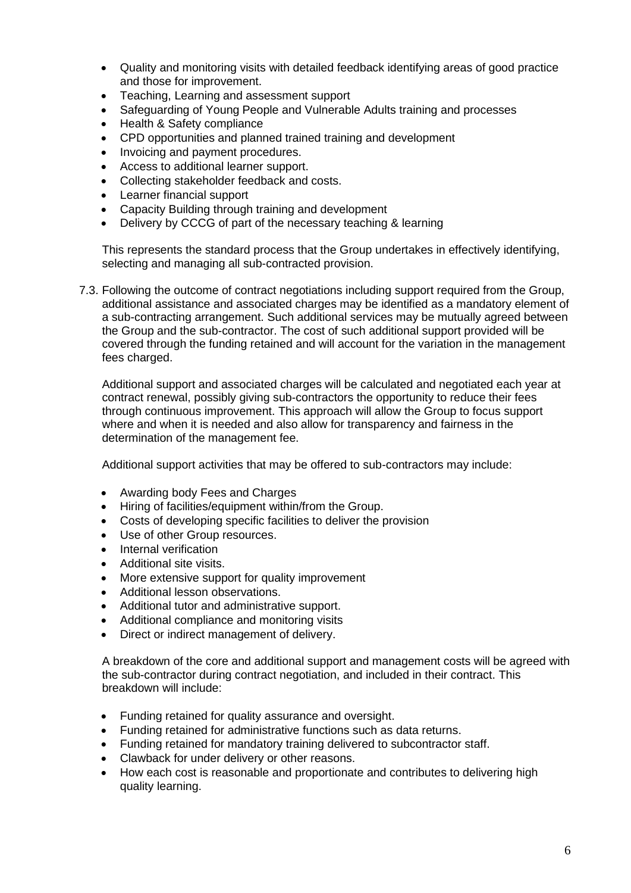- Quality and monitoring visits with detailed feedback identifying areas of good practice and those for improvement.
- Teaching, Learning and assessment support
- Safeguarding of Young People and Vulnerable Adults training and processes
- Health & Safety compliance
- CPD opportunities and planned trained training and development
- Invoicing and payment procedures.
- Access to additional learner support.
- Collecting stakeholder feedback and costs.
- Learner financial support
- Capacity Building through training and development
- Delivery by CCCG of part of the necessary teaching & learning

This represents the standard process that the Group undertakes in effectively identifying, selecting and managing all sub-contracted provision.

7.3. Following the outcome of contract negotiations including support required from the Group, additional assistance and associated charges may be identified as a mandatory element of a sub-contracting arrangement. Such additional services may be mutually agreed between the Group and the sub-contractor. The cost of such additional support provided will be covered through the funding retained and will account for the variation in the management fees charged.

Additional support and associated charges will be calculated and negotiated each year at contract renewal, possibly giving sub-contractors the opportunity to reduce their fees through continuous improvement. This approach will allow the Group to focus support where and when it is needed and also allow for transparency and fairness in the determination of the management fee.

Additional support activities that may be offered to sub-contractors may include:

- Awarding body Fees and Charges
- Hiring of facilities/equipment within/from the Group.
- Costs of developing specific facilities to deliver the provision
- Use of other Group resources.
- Internal verification
- Additional site visits.
- More extensive support for quality improvement
- Additional lesson observations.
- Additional tutor and administrative support.
- Additional compliance and monitoring visits
- Direct or indirect management of delivery.

A breakdown of the core and additional support and management costs will be agreed with the sub-contractor during contract negotiation, and included in their contract. This breakdown will include:

- Funding retained for quality assurance and oversight.
- Funding retained for administrative functions such as data returns.
- Funding retained for mandatory training delivered to subcontractor staff.
- Clawback for under delivery or other reasons.
- How each cost is reasonable and proportionate and contributes to delivering high quality learning.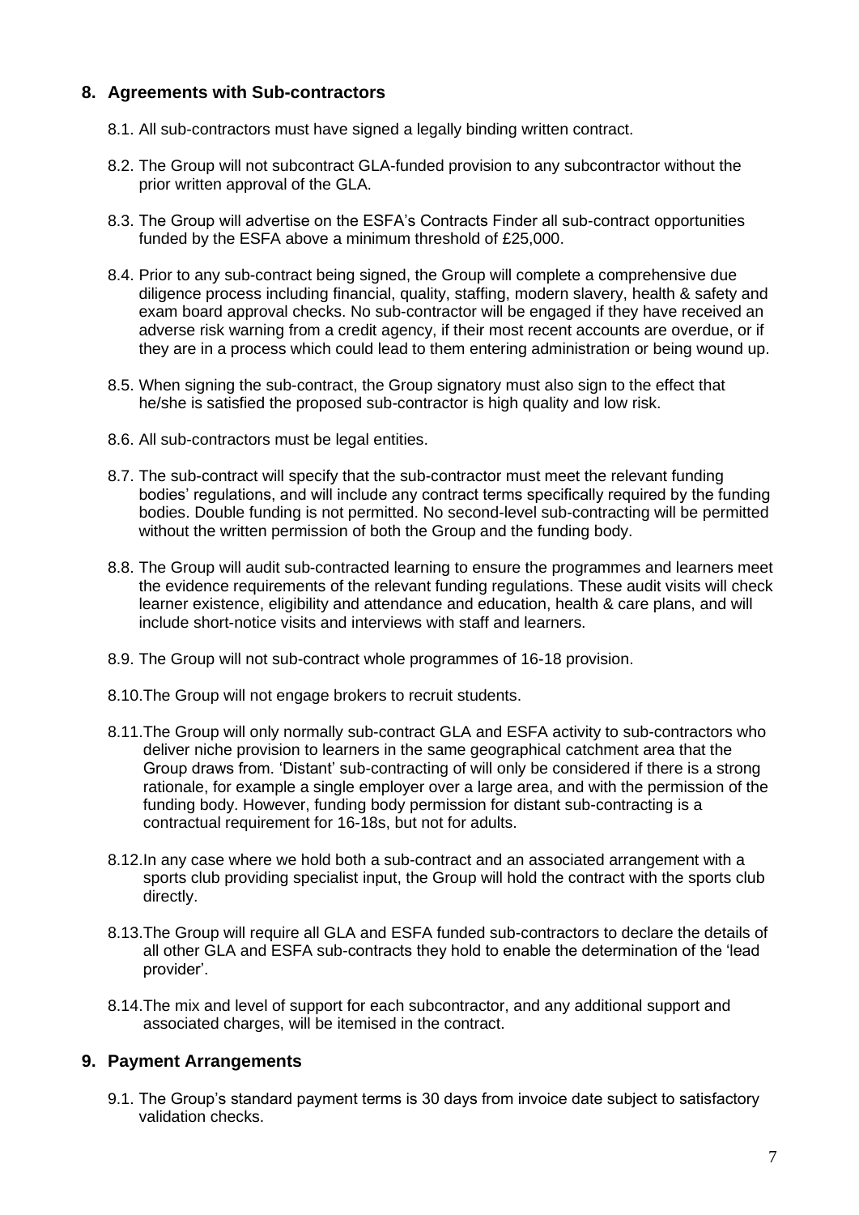## 8. Agreements with Sub-contractors

8.1. All sub-contractors must have signed a legally binding written contract.

8.2. The Group will not subcontract GLA-funded provision to any subcontractor without the prior written approval of the GLA.

8.3. The Group will advertise on the ESFA's Contracts Finder all sub-contract opportunities funded by the ESFA above a minimum threshold of £25,000.

8.4. Prior to any sub-contract being signed, the Group will complete a comprehensive due diligence process including financial, quality, staffing, modern slavery, health & safety and exam board approval checks. No sub-contractor will be engaged if they have received an adverse risk warning from a credit agency, if their most recent accounts are overdue, or if they are in a process which could lead to them entering administration or being wound up.

8.5. When signing the sub-contract, the Group signatory must also sign to the effect that he/she is satisfied the proposed sub-contractor is high quality and low risk.

8.6. All sub-contractors must be legal entities.

8.7. The sub-contract will specify that the sub-contractor must meet the relevant funding bodies' regulations, and will include any contract terms specifically required by the funding bodies. Double funding is not permitted. No second-level sub-contracting will be permitted without the written permission of both the Group and the funding body.

8.8. The Group will audit sub-contracted learning to ensure the programmes and learners meet the evidence requirements of the relevant funding regulations. These audit visits will check learner existence, eligibility and attendance and education, health & care plans, and will include short-notice visits and interviews with staff and learners.

8.9. The Group will not sub-contract whole programmes of 16-18 provision.

8.10. The Group will not engage brokers to recruit students.

8.11. The Group will only normally sub-contract GLA and ESFA activity to sub-contractors who deliver niche provision to learners in the same geographical catchment area that the Group draws from. 'Distant' sub-contracting of will only be considered if there is a strong rationale, for example a single employer over a large area, and with the permission of the funding body. However, funding body permission for distant sub-contracting is a contractual requirement for 16-18s, but not for adults.

8.12. In any case where we hold both a sub-contract and an associated arrangement with a sports club providing specialist input, the Group will hold the contract with the sports club directly.

8.13. The Group will require all GLA and ESFA funded sub-contractors to declare the details of all other GLA and ESFA sub-contracts they hold to enable the determination of the 'lead provider'.

8.14. The mix and level of support for each subcontractor, and any additional support and associated charges, will be itemised in the contract.

## 9. Payment Arrangements

9.1. The Group's standard payment terms is 30 days from invoice date subject to satisfactory validation checks.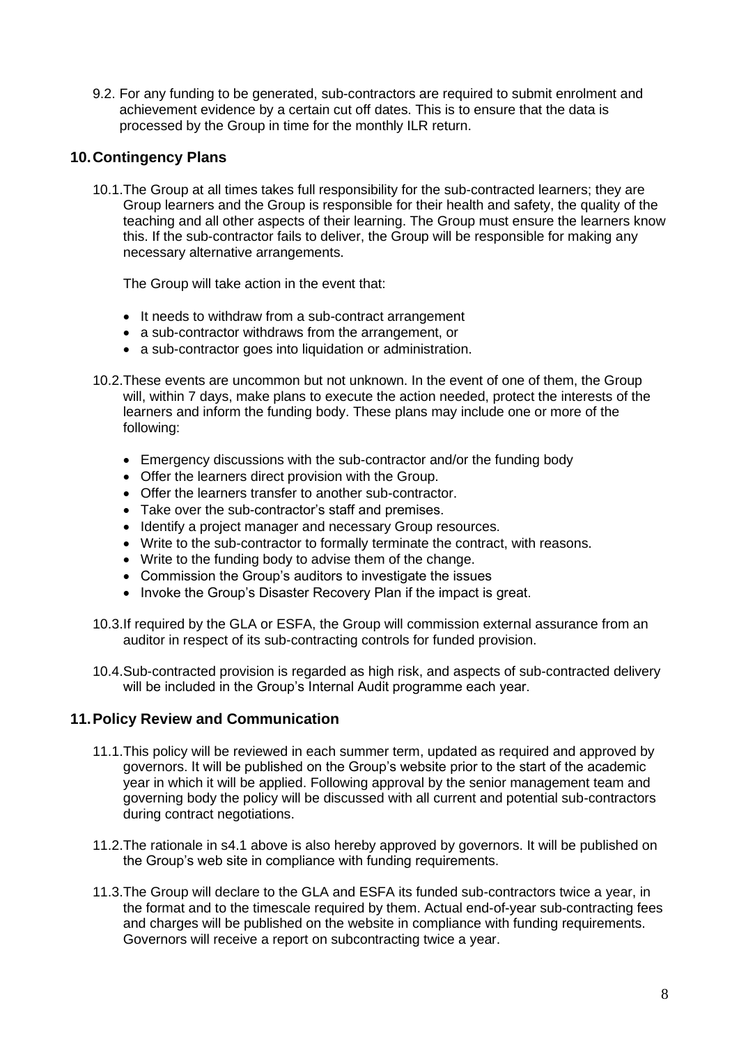9.2. For any funding to be generated, sub-contractors are required to submit enrolment and achievement evidence by a certain cut off dates. This is to ensure that the data is processed by the Group in time for the monthly ILR return.

## 10. Contingency Plans

10.1. The Group at all times takes full responsibility for the sub-contracted learners; they are Group learners and the Group is responsible for their health and safety, the quality of the teaching and all other aspects of their learning. The Group must ensure the learners know this. If the sub-contractor fails to deliver, the Group will be responsible for making any necessary alternative arrangements.

The Group will take action in the event that:

- It needs to withdraw from a sub-contract arrangement
- a sub-contractor withdraws from the arrangement, or
- a sub-contractor goes into liquidation or administration.

10.2. These events are uncommon but not unknown. In the event of one of them, the Group will, within 7 days, make plans to execute the action needed, protect the interests of the learners and inform the funding body. These plans may include one or more of the following:

- Emergency discussions with the sub-contractor and/or the funding body
- Offer the learners direct provision with the Group.
- Offer the learners transfer to another sub-contractor.
- Take over the sub-contractor's staff and premises.
- Identify a project manager and necessary Group resources.
- Write to the sub-contractor to formally terminate the contract, with reasons.
- Write to the funding body to advise them of the change.
- Commission the Group's auditors to investigate the issues
- Invoke the Group's Disaster Recovery Plan if the impact is great.

10.3. If required by the GLA or ESFA, the Group will commission external assurance from an auditor in respect of its sub-contracting controls for funded provision.

10.4. Sub-contracted provision is regarded as high risk, and aspects of sub-contracted delivery will be included in the Group's Internal Audit programme each year.

## 11. Policy Review and Communication

11.1. This policy will be reviewed in each summer term, updated as required and approved by governors. It will be published on the Group's website prior to the start of the academic year in which it will be applied. Following approval by the senior management team and governing body the policy will be discussed with all current and potential sub-contractors during contract negotiations.

11.2. The rationale in s4.1 above is also hereby approved by governors. It will be published on the Group's web site in compliance with funding requirements.

11.3. The Group will declare to the GLA and ESFA its funded sub-contractors twice a year, in the format and to the timescale required by them. Actual end-of-year sub-contracting fees and charges will be published on the website in compliance with funding requirements. Governors will receive a report on subcontracting twice a year.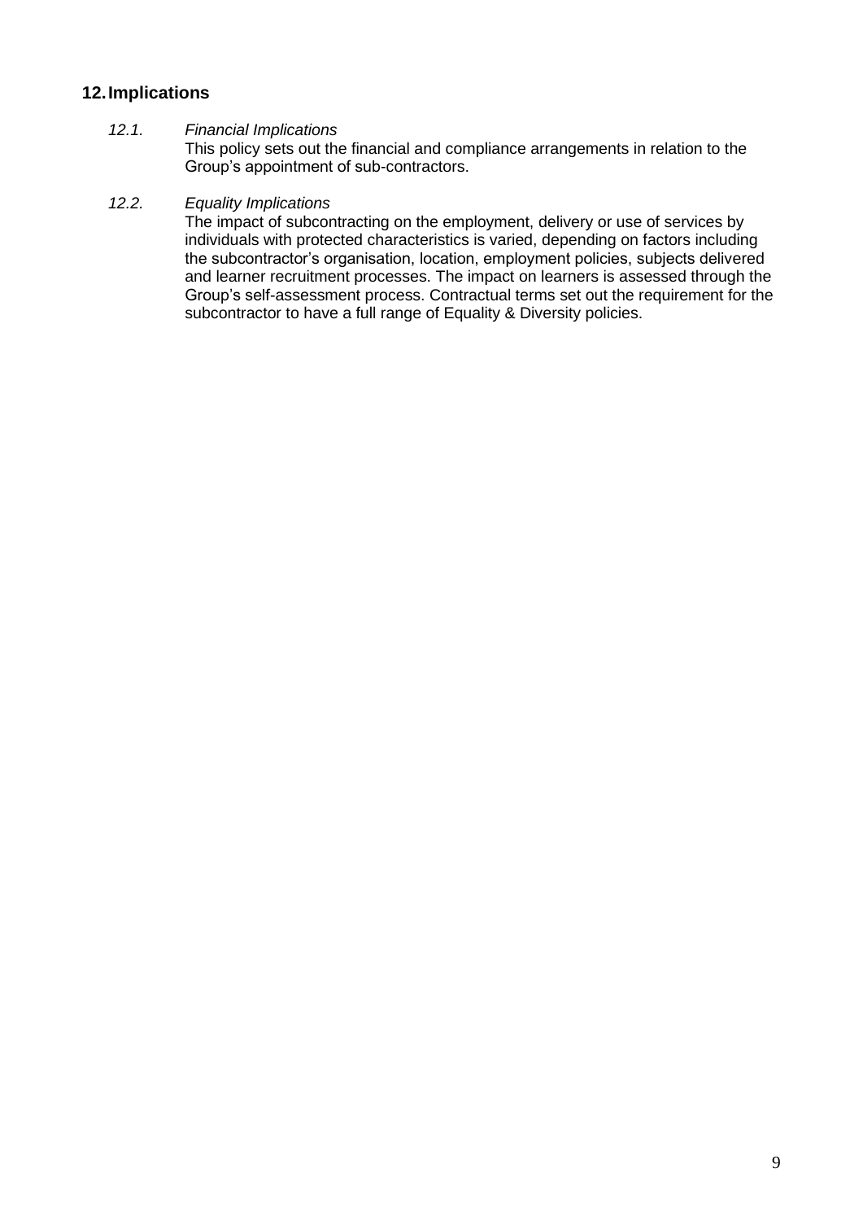## 12. Implications

*12.1. Financial Implications*

This policy sets out the financial and compliance arrangements in relation to the Group's appointment of sub-contractors.

*12.2. Equality Implications*

The impact of subcontracting on the employment, delivery or use of services by individuals with protected characteristics is varied, depending on factors including the subcontractor's organisation, location, employment policies, subjects delivered and learner recruitment processes. The impact on learners is assessed through the Group's self-assessment process. Contractual terms set out the requirement for the subcontractor to have a full range of Equality & Diversity policies.